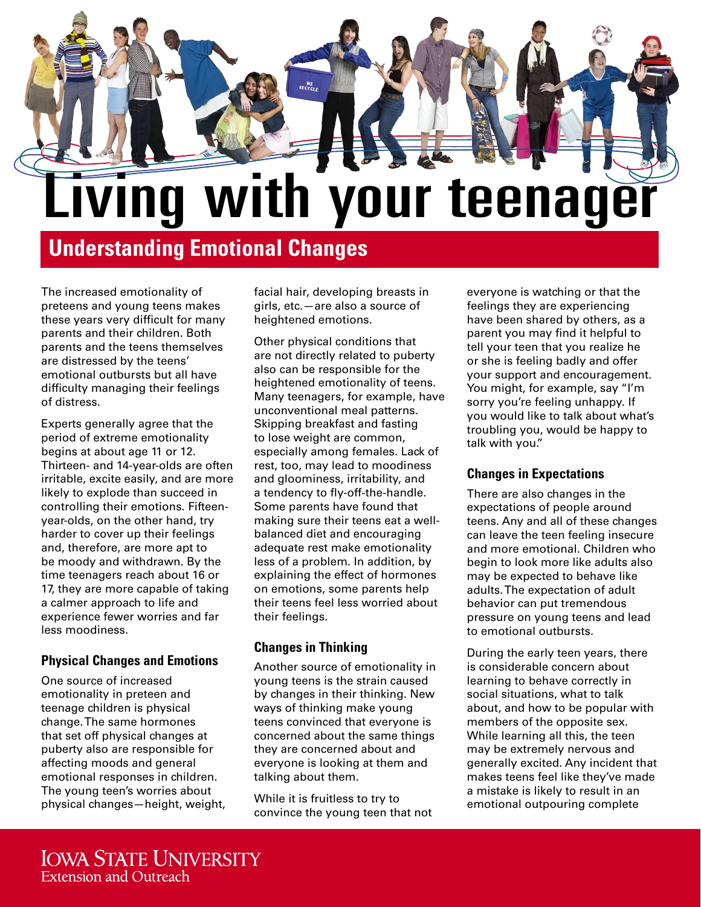# Living with your teenager

## Understanding Emotional Changes

The increased emotionality of preteens and young teens makes these years very difficult for many parents and their children. Both parents and the teens themselves are distressed by the teens' emotional outbursts but all have difficulty managing their feelings of distress.

Experts generally agree that the period of extreme emotionality begins at about age 11 or 12. Thirteen- and 14-year-olds are often irritable, excite easily, and are more likely to explode than succeed in controlling their emotions. Fifteen-year-olds, on the other hand, try harder to cover up their feelings and, therefore, are more apt to be moody and withdrawn. By the time teenagers reach about 16 or 17, they are more capable of taking a calmer approach to life and experience fewer worries and far less moodiness.

### Physical Changes and Emotions

One source of increased emotionality in preteen and teenage children is physical change. The same hormones that set off physical changes at puberty also are responsible for affecting moods and general emotional responses in children. The young teen's worries about physical changes—height, weight, facial hair, developing breasts in girls, etc.—are also a source of heightened emotions.

Other physical conditions that are not directly related to puberty also can be responsible for the heightened emotionality of teens. Many teenagers, for example, have unconventional meal patterns. Skipping breakfast and fasting to lose weight are common, especially among females. Lack of rest, too, may lead to moodiness and gloominess, irritability, and a tendency to fly-off-the-handle. Some parents have found that making sure their teens eat a well-balanced diet and encouraging adequate rest make emotionality less of a problem. In addition, by explaining the effect of hormones on emotions, some parents help their teens feel less worried about their feelings.

### Changes in Thinking

Another source of emotionality in young teens is the strain caused by changes in their thinking. New ways of thinking make young teens convinced that everyone is concerned about the same things they are concerned about and everyone is looking at them and talking about them.

While it is fruitless to try to convince the young teen that not everyone is watching or that the feelings they are experiencing have been shared by others, as a parent you may find it helpful to tell your teen that you realize he or she is feeling badly and offer your support and encouragement. You might, for example, say "I'm sorry you're feeling unhappy. If you would like to talk about what's troubling you, would be happy to talk with you."

### Changes in Expectations

There are also changes in the expectations of people around teens. Any and all of these changes can leave the teen feeling insecure and more emotional. Children who begin to look more like adults also may be expected to behave like adults. The expectation of adult behavior can put tremendous pressure on young teens and lead to emotional outbursts.

During the early teen years, there is considerable concern about learning to behave correctly in social situations, what to talk about, and how to be popular with members of the opposite sex. While learning all this, the teen may be extremely nervous and generally excited. Any incident that makes teens feel like they've made a mistake is likely to result in an emotional outpouring complete

Iowa State University
Extension and Outreach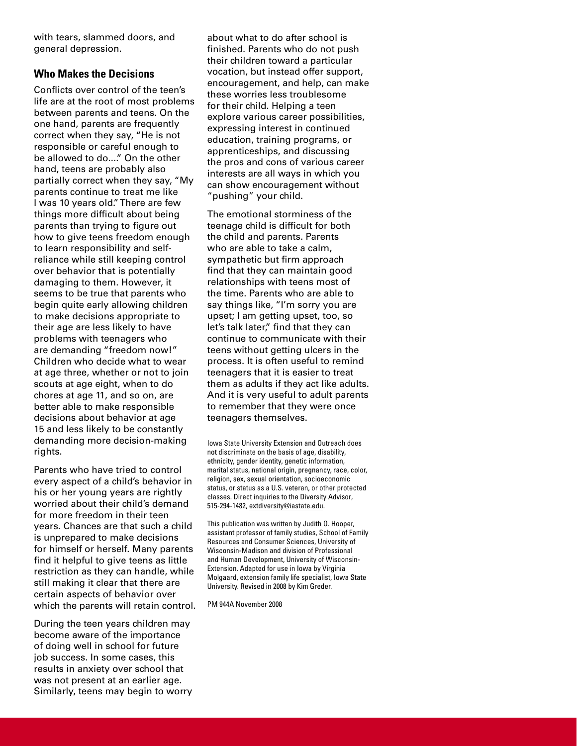with tears, slammed doors, and general depression.

### Who Makes the Decisions

Conflicts over control of the teen's life are at the root of most problems between parents and teens. On the one hand, parents are frequently correct when they say, "He is not responsible or careful enough to be allowed to do...." On the other hand, teens are probably also partially correct when they say, "My parents continue to treat me like I was 10 years old." There are few things more difficult about being parents than trying to figure out how to give teens freedom enough to learn responsibility and self-reliance while still keeping control over behavior that is potentially damaging to them. However, it seems to be true that parents who begin quite early allowing children to make decisions appropriate to their age are less likely to have problems with teenagers who are demanding "freedom now!" Children who decide what to wear at age three, whether or not to join scouts at age eight, when to do chores at age 11, and so on, are better able to make responsible decisions about behavior at age 15 and less likely to be constantly demanding more decision-making rights.

Parents who have tried to control every aspect of a child's behavior in his or her young years are rightly worried about their child's demand for more freedom in their teen years. Chances are that such a child is unprepared to make decisions for himself or herself. Many parents find it helpful to give teens as little restriction as they can handle, while still making it clear that there are certain aspects of behavior over which the parents will retain control.

During the teen years children may become aware of the importance of doing well in school for future job success. In some cases, this results in anxiety over school that was not present at an earlier age. Similarly, teens may begin to worry about what to do after school is finished. Parents who do not push their children toward a particular vocation, but instead offer support, encouragement, and help, can make these worries less troublesome for their child. Helping a teen explore various career possibilities, expressing interest in continued education, training programs, or apprenticeships, and discussing the pros and cons of various career interests are all ways in which you can show encouragement without "pushing" your child.

The emotional storminess of the teenage child is difficult for both the child and parents. Parents who are able to take a calm, sympathetic but firm approach find that they can maintain good relationships with teens most of the time. Parents who are able to say things like, "I'm sorry you are upset; I am getting upset, too, so let's talk later," find that they can continue to communicate with their teens without getting ulcers in the process. It is often useful to remind teenagers that it is easier to treat them as adults if they act like adults. And it is very useful to adult parents to remember that they were once teenagers themselves.

Iowa State University Extension and Outreach does not discriminate on the basis of age, disability, ethnicity, gender identity, genetic information, marital status, national origin, pregnancy, race, color, religion, sex, sexual orientation, socioeconomic status, or status as a U.S. veteran, or other protected classes. Direct inquiries to the Diversity Advisor, 515-294-1482, extdiversity@iastate.edu.

This publication was written by Judith O. Hooper, assistant professor of family studies, School of Family Resources and Consumer Sciences, University of Wisconsin-Madison and division of Professional and Human Development, University of Wisconsin-Extension. Adapted for use in Iowa by Virginia Molgaard, extension family life specialist, Iowa State University. Revised in 2008 by Kim Greder.

PM 944A November 2008